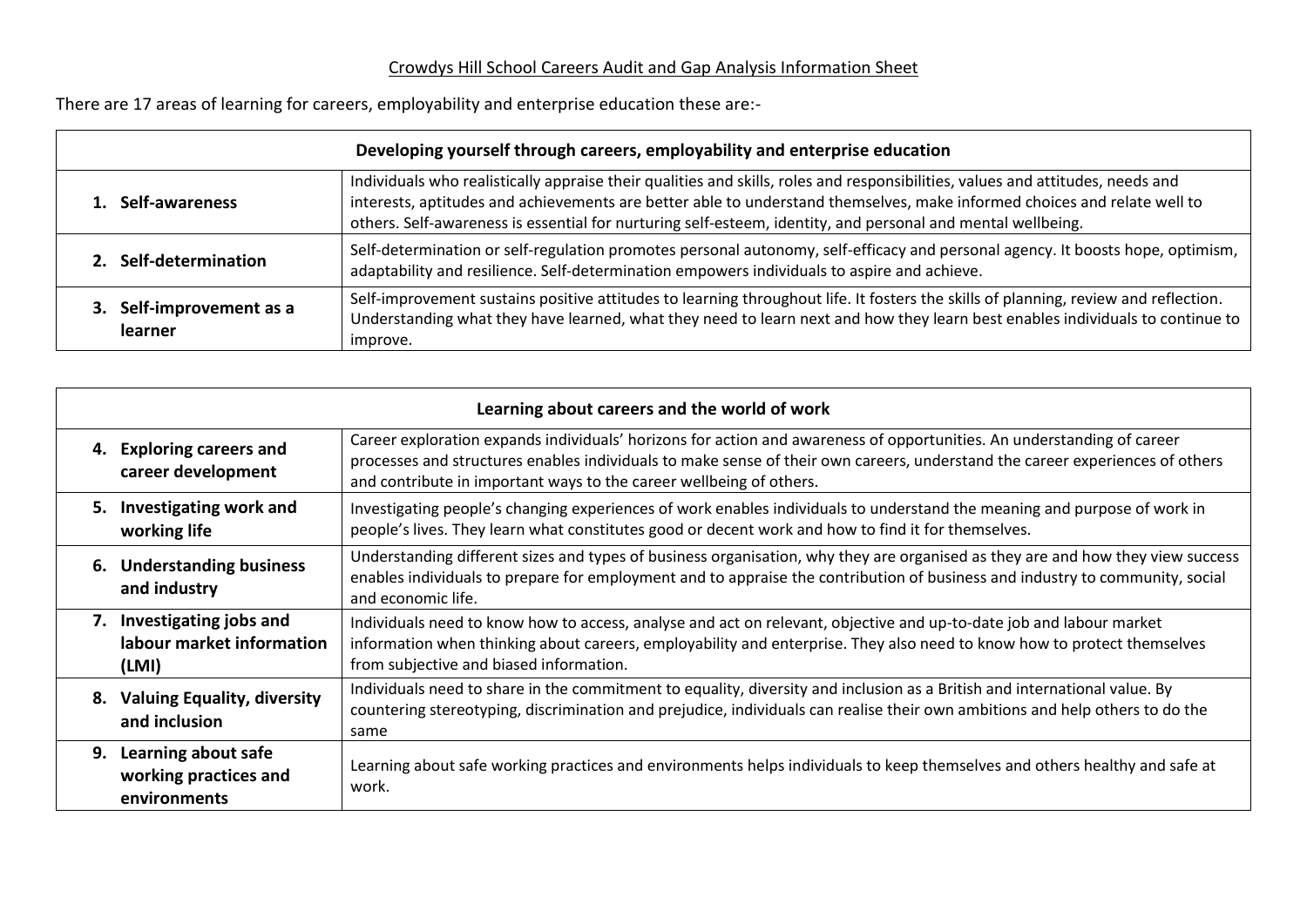# Crowdys Hill School Careers Audit and Gap Analysis Information Sheet

There are 17 areas of learning for careers, employability and enterprise education these are:-

| Developing yourself through careers, employability and enterprise education | |
|---|---|
| **1. Self-awareness** | Individuals who realistically appraise their qualities and skills, roles and responsibilities, values and attitudes, needs and interests, aptitudes and achievements are better able to understand themselves, make informed choices and relate well to others. Self-awareness is essential for nurturing self-esteem, identity, and personal and mental wellbeing. |
| **2. Self-determination** | Self-determination or self-regulation promotes personal autonomy, self-efficacy and personal agency. It boosts hope, optimism, adaptability and resilience. Self-determination empowers individuals to aspire and achieve. |
| **3. Self-improvement as a learner** | Self-improvement sustains positive attitudes to learning throughout life. It fosters the skills of planning, review and reflection. Understanding what they have learned, what they need to learn next and how they learn best enables individuals to continue to improve. |

| Learning about careers and the world of work | |
|---|---|
| **4. Exploring careers and career development** | Career exploration expands individuals' horizons for action and awareness of opportunities. An understanding of career processes and structures enables individuals to make sense of their own careers, understand the career experiences of others and contribute in important ways to the career wellbeing of others. |
| **5. Investigating work and working life** | Investigating people's changing experiences of work enables individuals to understand the meaning and purpose of work in people's lives. They learn what constitutes good or decent work and how to find it for themselves. |
| **6. Understanding business and industry** | Understanding different sizes and types of business organisation, why they are organised as they are and how they view success enables individuals to prepare for employment and to appraise the contribution of business and industry to community, social and economic life. |
| **7. Investigating jobs and labour market information (LMI)** | Individuals need to know how to access, analyse and act on relevant, objective and up-to-date job and labour market information when thinking about careers, employability and enterprise. They also need to know how to protect themselves from subjective and biased information. |
| **8. Valuing Equality, diversity and inclusion** | Individuals need to share in the commitment to equality, diversity and inclusion as a British and international value. By countering stereotyping, discrimination and prejudice, individuals can realise their own ambitions and help others to do the same |
| **9. Learning about safe working practices and environments** | Learning about safe working practices and environments helps individuals to keep themselves and others healthy and safe at work. |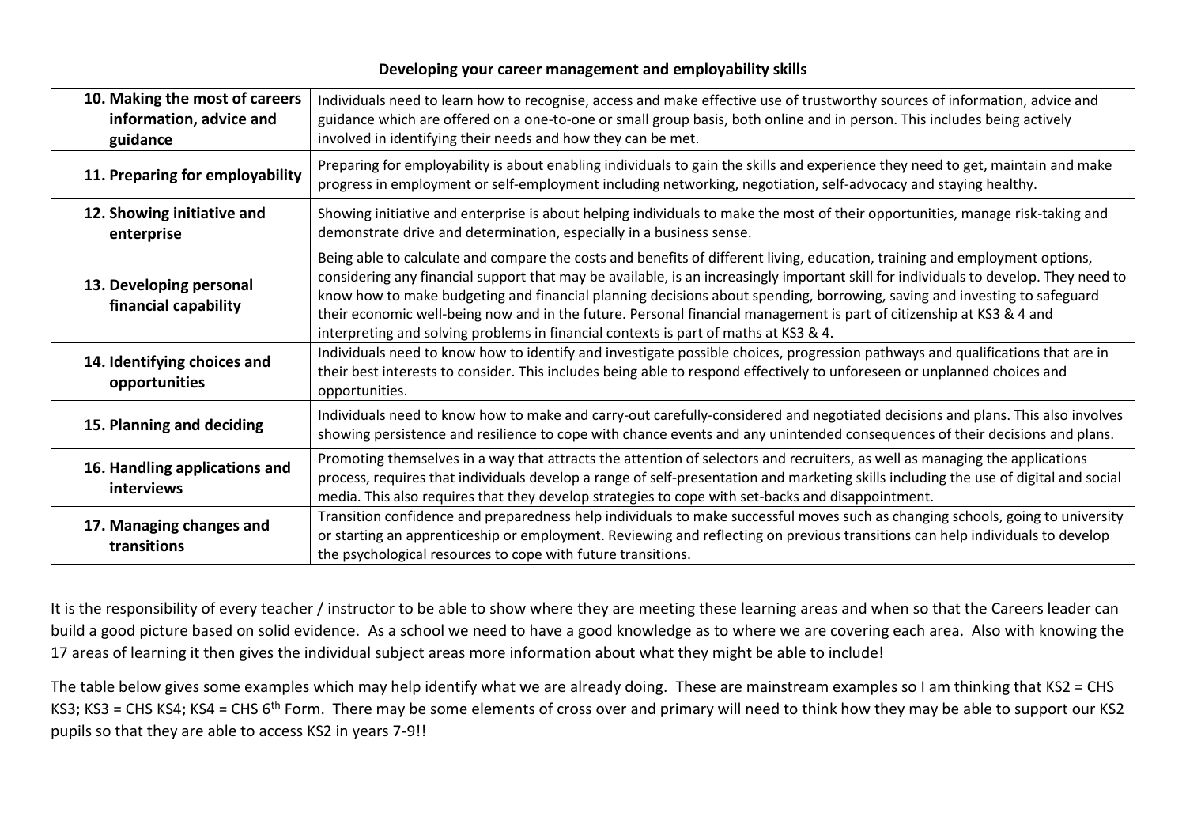| Developing your career management and employability skills | |
|---|---|
| **10. Making the most of careers information, advice and guidance** | Individuals need to learn how to recognise, access and make effective use of trustworthy sources of information, advice and guidance which are offered on a one-to-one or small group basis, both online and in person. This includes being actively involved in identifying their needs and how they can be met. |
| **11. Preparing for employability** | Preparing for employability is about enabling individuals to gain the skills and experience they need to get, maintain and make progress in employment or self-employment including networking, negotiation, self-advocacy and staying healthy. |
| **12. Showing initiative and enterprise** | Showing initiative and enterprise is about helping individuals to make the most of their opportunities, manage risk-taking and demonstrate drive and determination, especially in a business sense. |
| **13. Developing personal financial capability** | Being able to calculate and compare the costs and benefits of different living, education, training and employment options, considering any financial support that may be available, is an increasingly important skill for individuals to develop. They need to know how to make budgeting and financial planning decisions about spending, borrowing, saving and investing to safeguard their economic well-being now and in the future. Personal financial management is part of citizenship at KS3 & 4 and interpreting and solving problems in financial contexts is part of maths at KS3 & 4. |
| **14. Identifying choices and opportunities** | Individuals need to know how to identify and investigate possible choices, progression pathways and qualifications that are in their best interests to consider. This includes being able to respond effectively to unforeseen or unplanned choices and opportunities. |
| **15. Planning and deciding** | Individuals need to know how to make and carry-out carefully-considered and negotiated decisions and plans. This also involves showing persistence and resilience to cope with chance events and any unintended consequences of their decisions and plans. |
| **16. Handling applications and interviews** | Promoting themselves in a way that attracts the attention of selectors and recruiters, as well as managing the applications process, requires that individuals develop a range of self-presentation and marketing skills including the use of digital and social media. This also requires that they develop strategies to cope with set-backs and disappointment. |
| **17. Managing changes and transitions** | Transition confidence and preparedness help individuals to make successful moves such as changing schools, going to university or starting an apprenticeship or employment. Reviewing and reflecting on previous transitions can help individuals to develop the psychological resources to cope with future transitions. |

It is the responsibility of every teacher / instructor to be able to show where they are meeting these learning areas and when so that the Careers leader can build a good picture based on solid evidence. As a school we need to have a good knowledge as to where we are covering each area. Also with knowing the 17 areas of learning it then gives the individual subject areas more information about what they might be able to include!

The table below gives some examples which may help identify what we are already doing. These are mainstream examples so I am thinking that KS2 = CHS KS3; KS3 = CHS KS4; KS4 = CHS 6th Form. There may be some elements of cross over and primary will need to think how they may be able to support our KS2 pupils so that they are able to access KS2 in years 7-9!!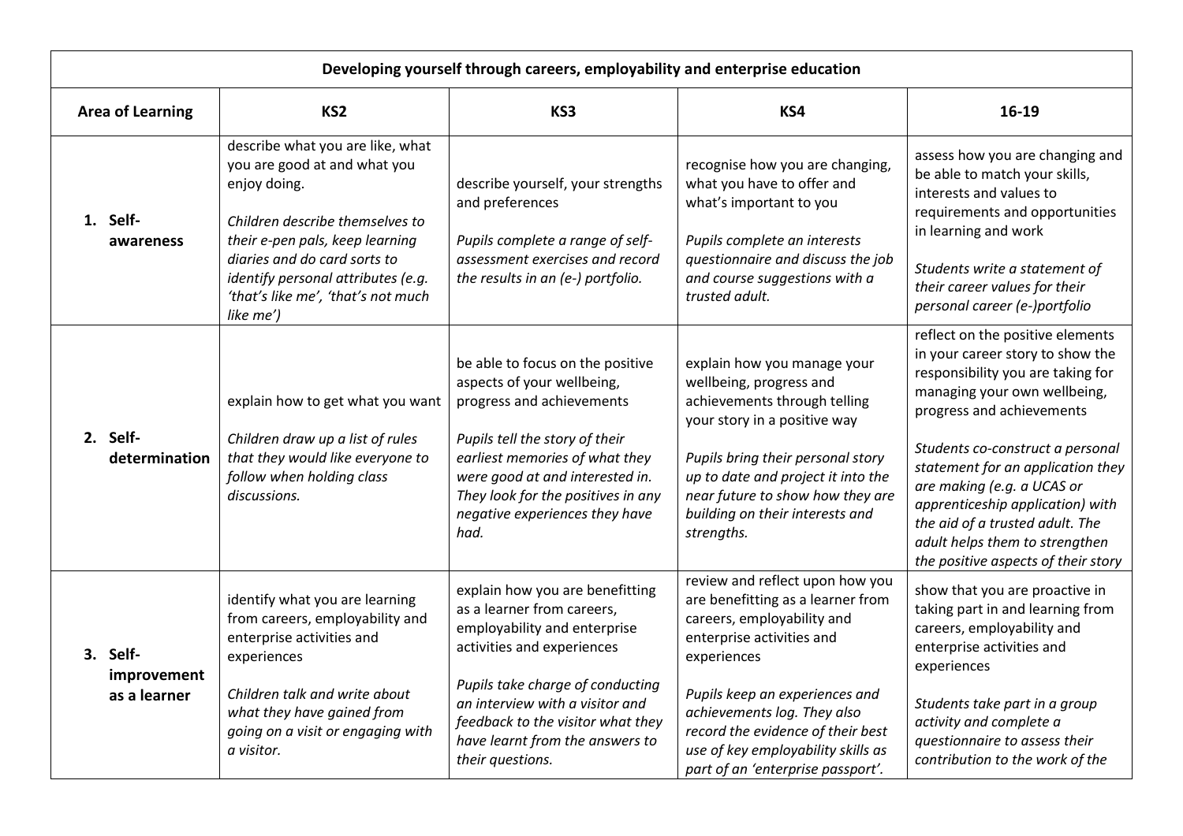| Developing yourself through careers, employability and enterprise education | | | | |
|---|---|---|---|---|
| **Area of Learning** | **KS2** | **KS3** | **KS4** | **16-19** |
| **1. Self-awareness** | describe what you are like, what you are good at and what you enjoy doing.<br><br>*Children describe themselves to their e-pen pals, keep learning diaries and do card sorts to identify personal attributes (e.g. 'that's like me', 'that's not much like me')* | describe yourself, your strengths and preferences<br><br>*Pupils complete a range of self-assessment exercises and record the results in an (e-) portfolio.* | recognise how you are changing, what you have to offer and what's important to you<br><br>*Pupils complete an interests questionnaire and discuss the job and course suggestions with a trusted adult.* | assess how you are changing and be able to match your skills, interests and values to requirements and opportunities in learning and work<br><br>*Students write a statement of their career values for their personal career (e-)portfolio* |
| **2. Self-determination** | explain how to get what you want<br><br>*Children draw up a list of rules that they would like everyone to follow when holding class discussions.* | be able to focus on the positive aspects of your wellbeing, progress and achievements<br><br>*Pupils tell the story of their earliest memories of what they were good at and interested in. They look for the positives in any negative experiences they have had.* | explain how you manage your wellbeing, progress and achievements through telling your story in a positive way<br><br>*Pupils bring their personal story up to date and project it into the near future to show how they are building on their interests and strengths.* | reflect on the positive elements in your career story to show the responsibility you are taking for managing your own wellbeing, progress and achievements<br><br>*Students co-construct a personal statement for an application they are making (e.g. a UCAS or apprenticeship application) with the aid of a trusted adult. The adult helps them to strengthen the positive aspects of their story* |
| **3. Self-improvement as a learner** | identify what you are learning from careers, employability and enterprise activities and experiences<br><br>*Children talk and write about what they have gained from going on a visit or engaging with a visitor.* | explain how you are benefitting as a learner from careers, employability and enterprise activities and experiences<br><br>*Pupils take charge of conducting an interview with a visitor and feedback to the visitor what they have learnt from the answers to their questions.* | review and reflect upon how you are benefitting as a learner from careers, employability and enterprise activities and experiences<br><br>*Pupils keep an experiences and achievements log. They also record the evidence of their best use of key employability skills as part of an 'enterprise passport'.* | show that you are proactive in taking part in and learning from careers, employability and enterprise activities and experiences<br><br>*Students take part in a group activity and complete a questionnaire to assess their contribution to the work of the* |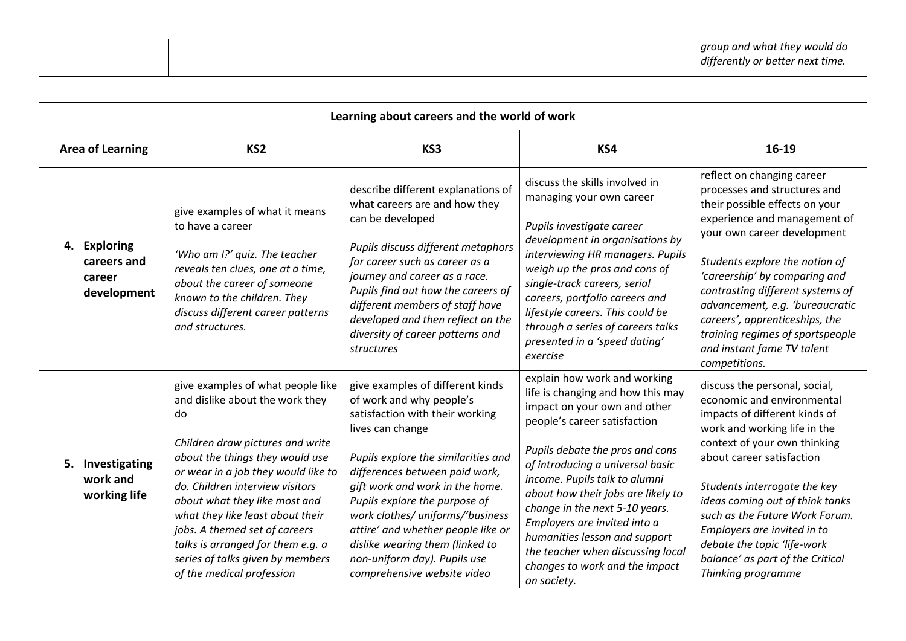| | | | | |
|---|---|---|---|---|
| | | | | *group and what they would do differently or better next time.* |

| Learning about careers and the world of work | | | | |
|---|---|---|---|---|
| **Area of Learning** | **KS2** | **KS3** | **KS4** | **16-19** |
| **4. Exploring careers and career development** | give examples of what it means to have a career<br><br>*'Who am I?' quiz. The teacher reveals ten clues, one at a time, about the career of someone known to the children. They discuss different career patterns and structures.* | describe different explanations of what careers are and how they can be developed<br><br>*Pupils discuss different metaphors for career such as career as a journey and career as a race. Pupils find out how the careers of different members of staff have developed and then reflect on the diversity of career patterns and structures* | discuss the skills involved in managing your own career<br><br>*Pupils investigate career development in organisations by interviewing HR managers. Pupils weigh up the pros and cons of single-track careers, serial careers, portfolio careers and lifestyle careers. This could be through a series of careers talks presented in a 'speed dating' exercise* | reflect on changing career processes and structures and their possible effects on your experience and management of your own career development<br><br>*Students explore the notion of 'careership' by comparing and contrasting different systems of advancement, e.g. 'bureaucratic careers', apprenticeships, the training regimes of sportspeople and instant fame TV talent competitions.* |
| **5. Investigating work and working life** | give examples of what people like and dislike about the work they do<br><br>*Children draw pictures and write about the things they would use or wear in a job they would like to do. Children interview visitors about what they like most and what they like least about their jobs. A themed set of careers talks is arranged for them e.g. a series of talks given by members of the medical profession* | give examples of different kinds of work and why people's satisfaction with their working lives can change<br><br>*Pupils explore the similarities and differences between paid work, gift work and work in the home. Pupils explore the purpose of work clothes/ uniforms/'business attire' and whether people like or dislike wearing them (linked to non-uniform day). Pupils use comprehensive website video* | explain how work and working life is changing and how this may impact on your own and other people's career satisfaction<br><br>*Pupils debate the pros and cons of introducing a universal basic income. Pupils talk to alumni about how their jobs are likely to change in the next 5-10 years. Employers are invited into a humanities lesson and support the teacher when discussing local changes to work and the impact on society.* | discuss the personal, social, economic and environmental impacts of different kinds of work and working life in the context of your own thinking about career satisfaction<br><br>*Students interrogate the key ideas coming out of think tanks such as the Future Work Forum. Employers are invited in to debate the topic 'life-work balance' as part of the Critical Thinking programme* |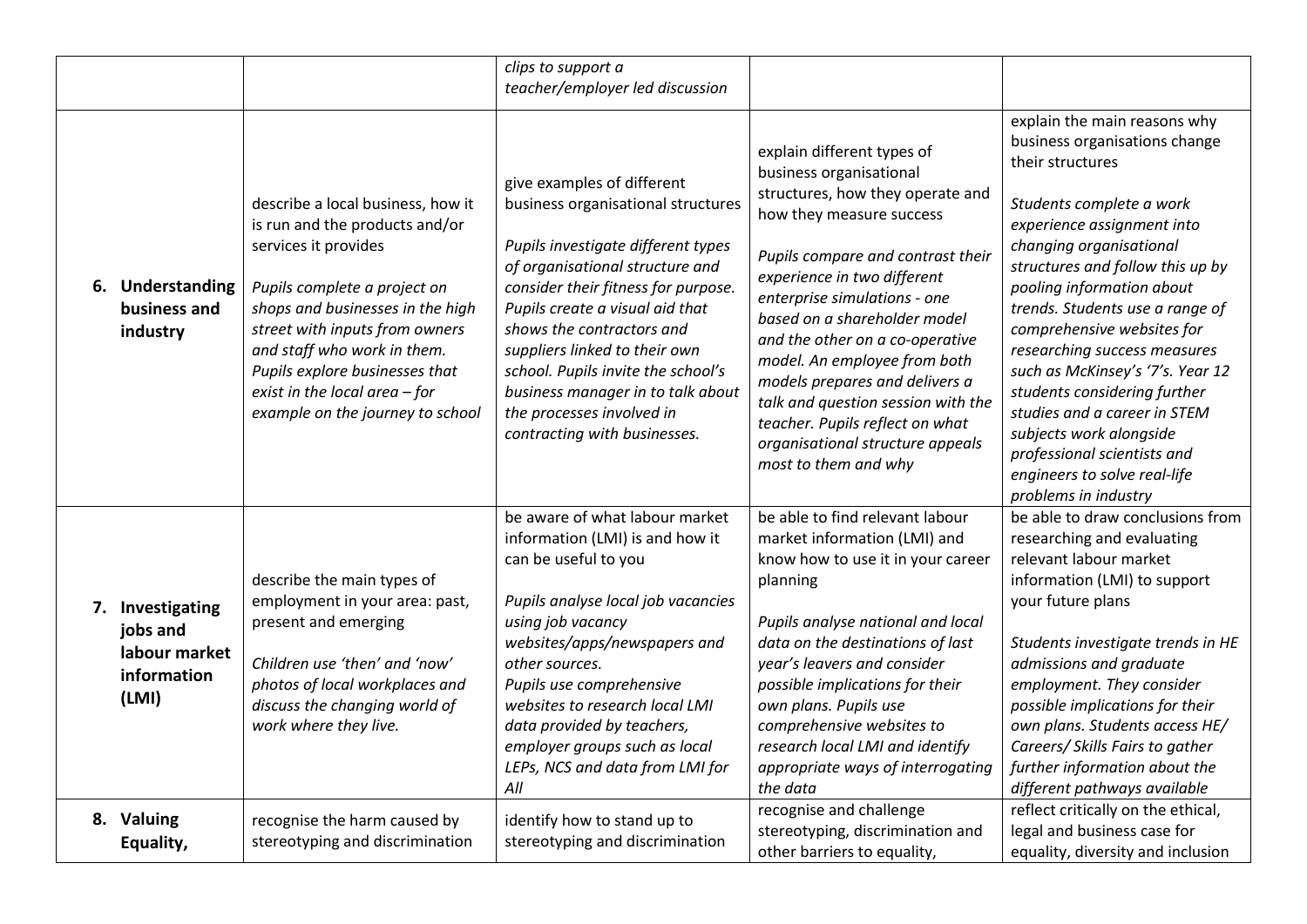| | | | | |
|---|---|---|---|---|
| | | *clips to support a teacher/employer led discussion* | | |
| **6. Understanding business and industry** | describe a local business, how it is run and the products and/or services it provides<br><br>*Pupils complete a project on shops and businesses in the high street with inputs from owners and staff who work in them. Pupils explore businesses that exist in the local area – for example on the journey to school* | give examples of different business organisational structures<br><br>*Pupils investigate different types of organisational structure and consider their fitness for purpose. Pupils create a visual aid that shows the contractors and suppliers linked to their own school. Pupils invite the school's business manager in to talk about the processes involved in contracting with businesses.* | explain different types of business organisational structures, how they operate and how they measure success<br><br>*Pupils compare and contrast their experience in two different enterprise simulations - one based on a shareholder model and the other on a co-operative model. An employee from both models prepares and delivers a talk and question session with the teacher. Pupils reflect on what organisational structure appeals most to them and why* | explain the main reasons why business organisations change their structures<br><br>*Students complete a work experience assignment into changing organisational structures and follow this up by pooling information about trends. Students use a range of comprehensive websites for researching success measures such as McKinsey's '7's. Year 12 students considering further studies and a career in STEM subjects work alongside professional scientists and engineers to solve real-life problems in industry* |
| **7. Investigating jobs and labour market information (LMI)** | describe the main types of employment in your area: past, present and emerging<br><br>*Children use 'then' and 'now' photos of local workplaces and discuss the changing world of work where they live.* | be aware of what labour market information (LMI) is and how it can be useful to you<br><br>*Pupils analyse local job vacancies using job vacancy websites/apps/newspapers and other sources. Pupils use comprehensive websites to research local LMI data provided by teachers, employer groups such as local LEPs, NCS and data from LMI for All* | be able to find relevant labour market information (LMI) and know how to use it in your career planning<br><br>*Pupils analyse national and local data on the destinations of last year's leavers and consider possible implications for their own plans. Pupils use comprehensive websites to research local LMI and identify appropriate ways of interrogating the data* | be able to draw conclusions from researching and evaluating relevant labour market information (LMI) to support your future plans<br><br>*Students investigate trends in HE admissions and graduate employment. They consider possible implications for their own plans. Students access HE/ Careers/ Skills Fairs to gather further information about the different pathways available* |
| **8. Valuing Equality,** | recognise the harm caused by stereotyping and discrimination | identify how to stand up to stereotyping and discrimination | recognise and challenge stereotyping, discrimination and other barriers to equality, | reflect critically on the ethical, legal and business case for equality, diversity and inclusion |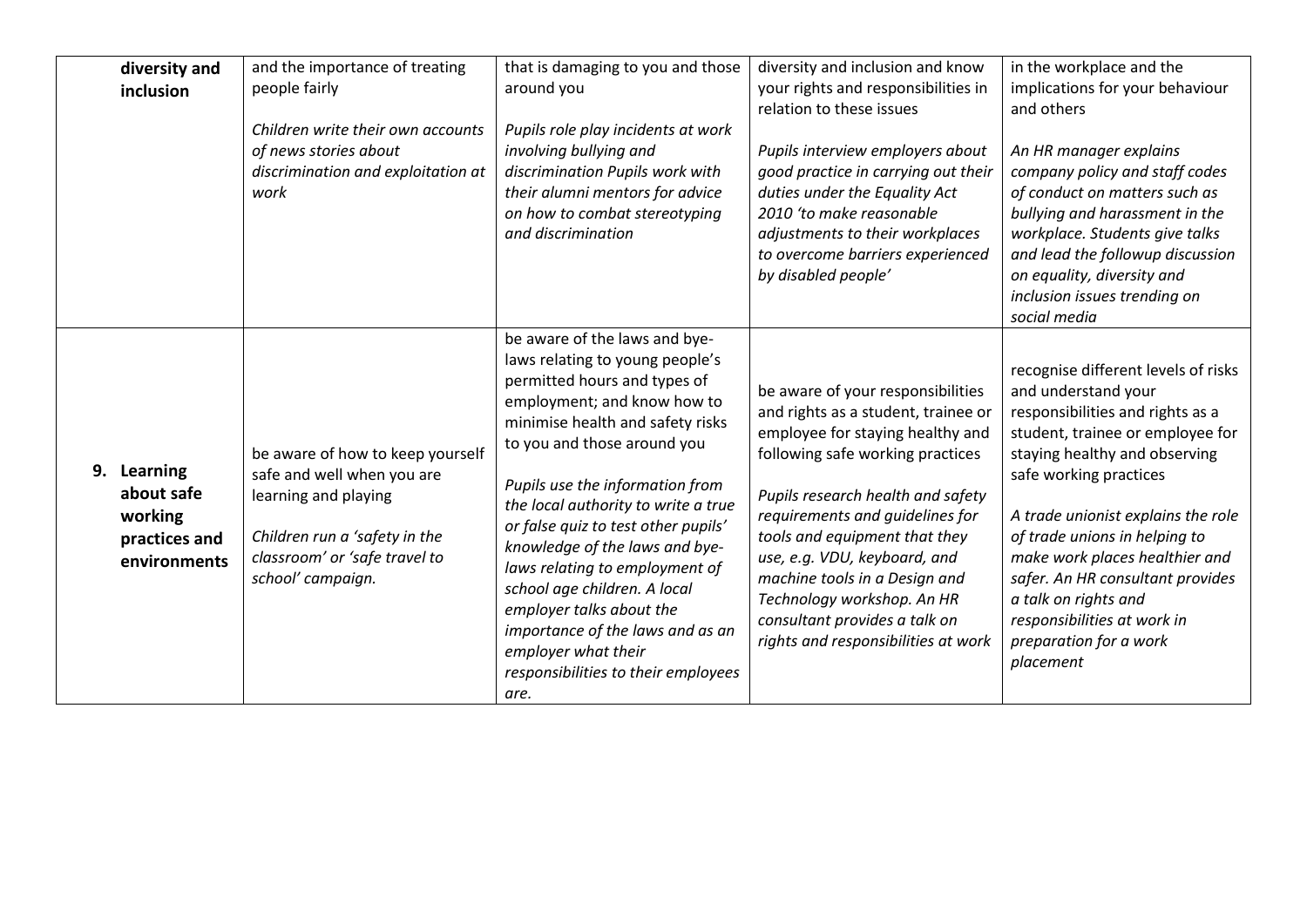| | | | | |
|---|---|---|---|---|
| **diversity and inclusion** | and the importance of treating people fairly<br><br>*Children write their own accounts of news stories about discrimination and exploitation at work* | that is damaging to you and those around you<br><br>*Pupils role play incidents at work involving bullying and discrimination Pupils work with their alumni mentors for advice on how to combat stereotyping and discrimination* | diversity and inclusion and know your rights and responsibilities in relation to these issues<br><br>*Pupils interview employers about good practice in carrying out their duties under the Equality Act 2010 'to make reasonable adjustments to their workplaces to overcome barriers experienced by disabled people'* | in the workplace and the implications for your behaviour and others<br><br>*An HR manager explains company policy and staff codes of conduct on matters such as bullying and harassment in the workplace. Students give talks and lead the followup discussion on equality, diversity and inclusion issues trending on social media* |
| **9. Learning about safe working practices and environments** | be aware of how to keep yourself safe and well when you are learning and playing<br><br>*Children run a 'safety in the classroom' or 'safe travel to school' campaign.* | be aware of the laws and bye-laws relating to young people's permitted hours and types of employment; and know how to minimise health and safety risks to you and those around you<br><br>*Pupils use the information from the local authority to write a true or false quiz to test other pupils' knowledge of the laws and bye-laws relating to employment of school age children. A local employer talks about the importance of the laws and as an employer what their responsibilities to their employees are.* | be aware of your responsibilities and rights as a student, trainee or employee for staying healthy and following safe working practices<br><br>*Pupils research health and safety requirements and guidelines for tools and equipment that they use, e.g. VDU, keyboard, and machine tools in a Design and Technology workshop. An HR consultant provides a talk on rights and responsibilities at work* | recognise different levels of risks and understand your responsibilities and rights as a student, trainee or employee for staying healthy and observing safe working practices<br><br>*A trade unionist explains the role of trade unions in helping to make work places healthier and safer. An HR consultant provides a talk on rights and responsibilities at work in preparation for a work placement* |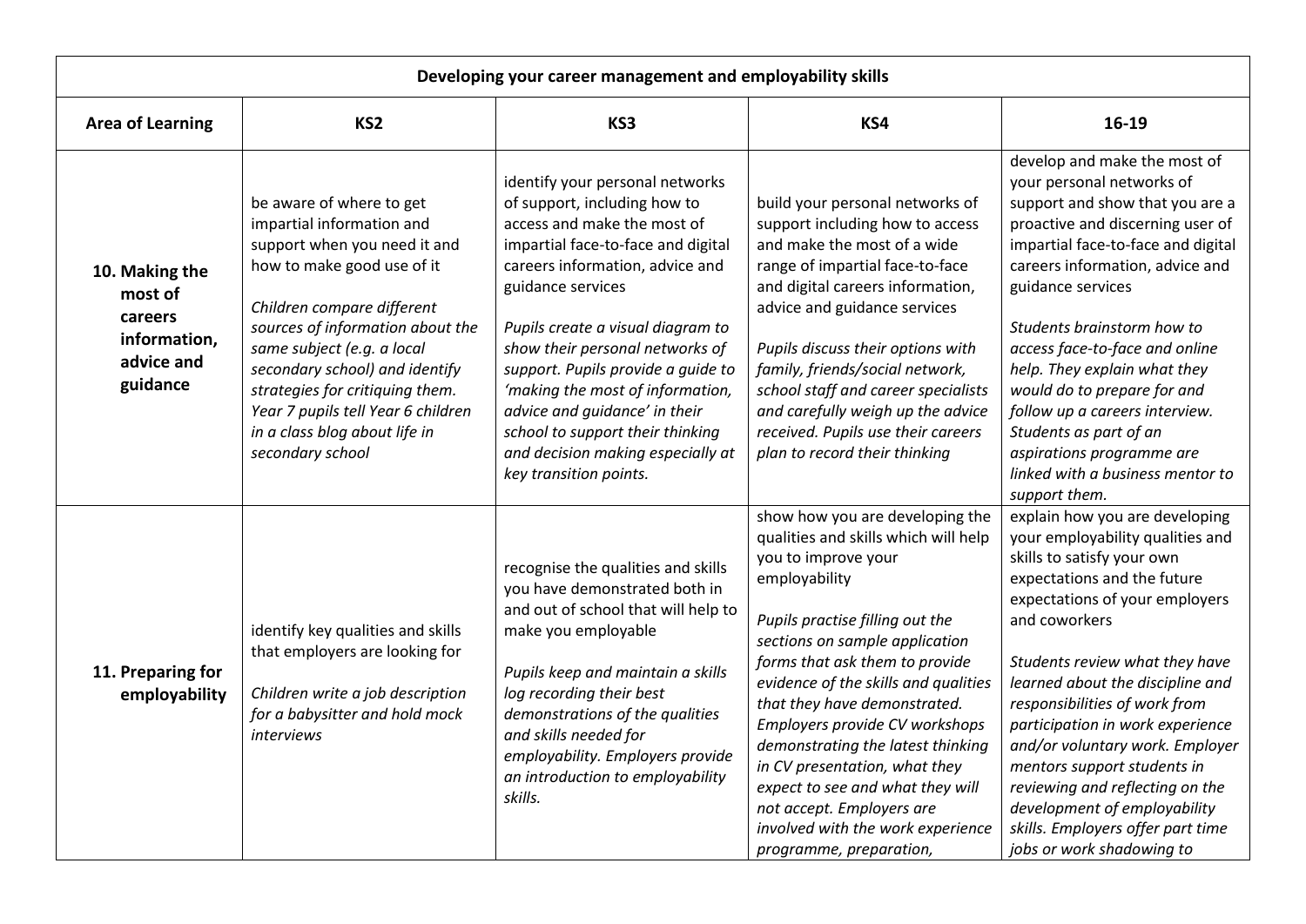| Developing your career management and employability skills | | | | |
|---|---|---|---|---|
| **Area of Learning** | **KS2** | **KS3** | **KS4** | **16-19** |
| **10. Making the most of careers information, advice and guidance** | be aware of where to get impartial information and support when you need it and how to make good use of it<br><br>*Children compare different sources of information about the same subject (e.g. a local secondary school) and identify strategies for critiquing them. Year 7 pupils tell Year 6 children in a class blog about life in secondary school* | identify your personal networks of support, including how to access and make the most of impartial face-to-face and digital careers information, advice and guidance services<br><br>*Pupils create a visual diagram to show their personal networks of support. Pupils provide a guide to 'making the most of information, advice and guidance' in their school to support their thinking and decision making especially at key transition points.* | build your personal networks of support including how to access and make the most of a wide range of impartial face-to-face and digital careers information, advice and guidance services<br><br>*Pupils discuss their options with family, friends/social network, school staff and career specialists and carefully weigh up the advice received. Pupils use their careers plan to record their thinking* | develop and make the most of your personal networks of support and show that you are a proactive and discerning user of impartial face-to-face and digital careers information, advice and guidance services<br><br>*Students brainstorm how to access face-to-face and online help. They explain what they would do to prepare for and follow up a careers interview. Students as part of an aspirations programme are linked with a business mentor to support them.* |
| **11. Preparing for employability** | identify key qualities and skills that employers are looking for<br><br>*Children write a job description for a babysitter and hold mock interviews* | recognise the qualities and skills you have demonstrated both in and out of school that will help to make you employable<br><br>*Pupils keep and maintain a skills log recording their best demonstrations of the qualities and skills needed for employability. Employers provide an introduction to employability skills.* | show how you are developing the qualities and skills which will help you to improve your employability<br><br>*Pupils practise filling out the sections on sample application forms that ask them to provide evidence of the skills and qualities that they have demonstrated. Employers provide CV workshops demonstrating the latest thinking in CV presentation, what they expect to see and what they will not accept. Employers are involved with the work experience programme, preparation,* | explain how you are developing your employability qualities and skills to satisfy your own expectations and the future expectations of your employers and coworkers<br><br>*Students review what they have learned about the discipline and responsibilities of work from participation in work experience and/or voluntary work. Employer mentors support students in reviewing and reflecting on the development of employability skills. Employers offer part time jobs or work shadowing to* |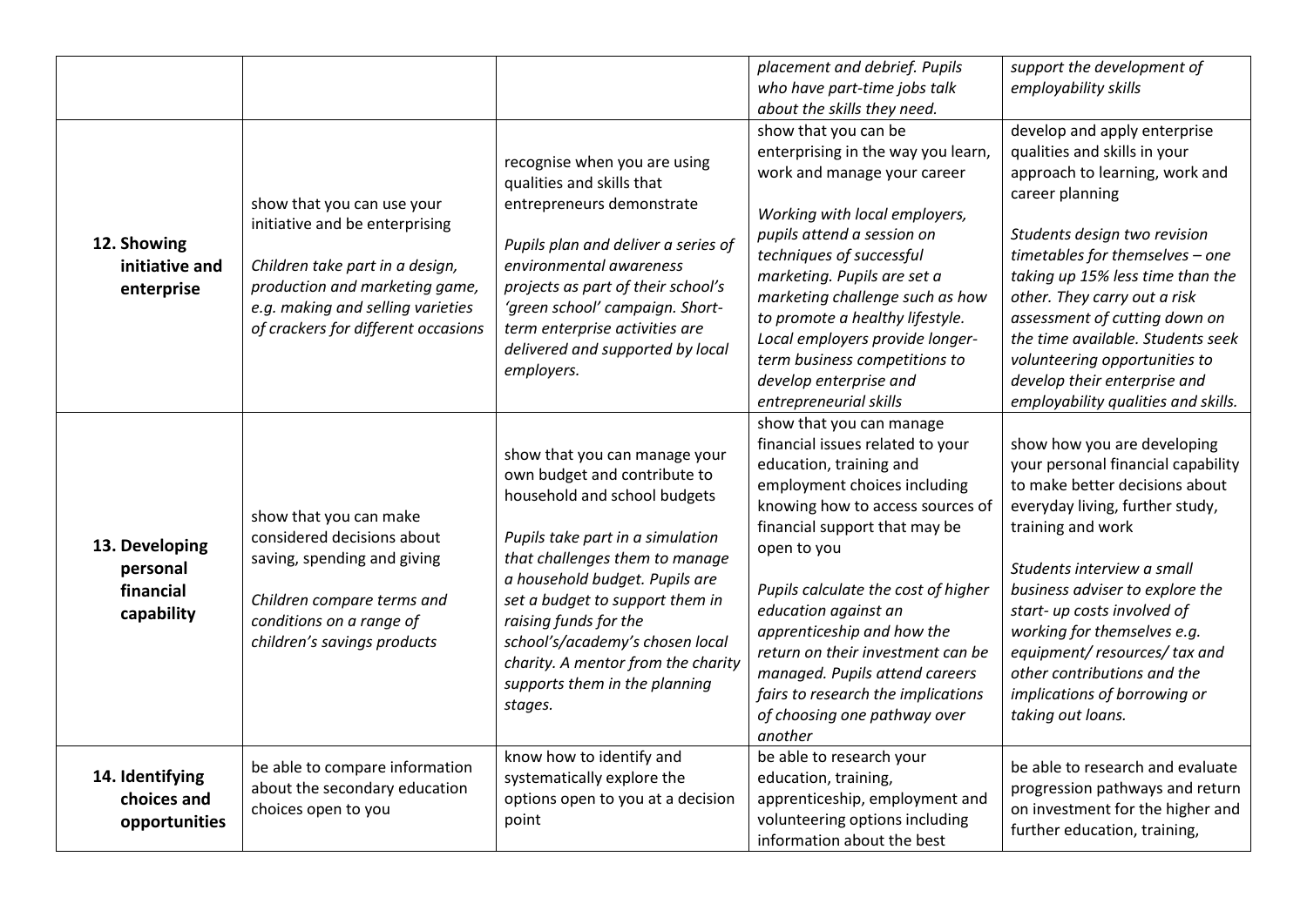| | | | | |
|---|---|---|---|---|
| | | | *placement and debrief. Pupils who have part-time jobs talk about the skills they need.* | *support the development of employability skills* |
| **12. Showing initiative and enterprise** | show that you can use your initiative and be enterprising<br><br>*Children take part in a design, production and marketing game, e.g. making and selling varieties of crackers for different occasions* | recognise when you are using qualities and skills that entrepreneurs demonstrate<br><br>*Pupils plan and deliver a series of environmental awareness projects as part of their school's 'green school' campaign. Short-term enterprise activities are delivered and supported by local employers.* | show that you can be enterprising in the way you learn, work and manage your career<br><br>*Working with local employers, pupils attend a session on techniques of successful marketing. Pupils are set a marketing challenge such as how to promote a healthy lifestyle. Local employers provide longer-term business competitions to develop enterprise and entrepreneurial skills* | develop and apply enterprise qualities and skills in your approach to learning, work and career planning<br><br>*Students design two revision timetables for themselves – one taking up 15% less time than the other. They carry out a risk assessment of cutting down on the time available. Students seek volunteering opportunities to develop their enterprise and employability qualities and skills.* |
| **13. Developing personal financial capability** | show that you can make considered decisions about saving, spending and giving<br><br>*Children compare terms and conditions on a range of children's savings products* | show that you can manage your own budget and contribute to household and school budgets<br><br>*Pupils take part in a simulation that challenges them to manage a household budget. Pupils are set a budget to support them in raising funds for the school's/academy's chosen local charity. A mentor from the charity supports them in the planning stages.* | show that you can manage financial issues related to your education, training and employment choices including knowing how to access sources of financial support that may be open to you<br><br>*Pupils calculate the cost of higher education against an apprenticeship and how the return on their investment can be managed. Pupils attend careers fairs to research the implications of choosing one pathway over another* | show how you are developing your personal financial capability to make better decisions about everyday living, further study, training and work<br><br>*Students interview a small business adviser to explore the start- up costs involved of working for themselves e.g. equipment/ resources/ tax and other contributions and the implications of borrowing or taking out loans.* |
| **14. Identifying choices and opportunities** | be able to compare information about the secondary education choices open to you | know how to identify and systematically explore the options open to you at a decision point | be able to research your education, training, apprenticeship, employment and volunteering options including information about the best | be able to research and evaluate progression pathways and return on investment for the higher and further education, training, |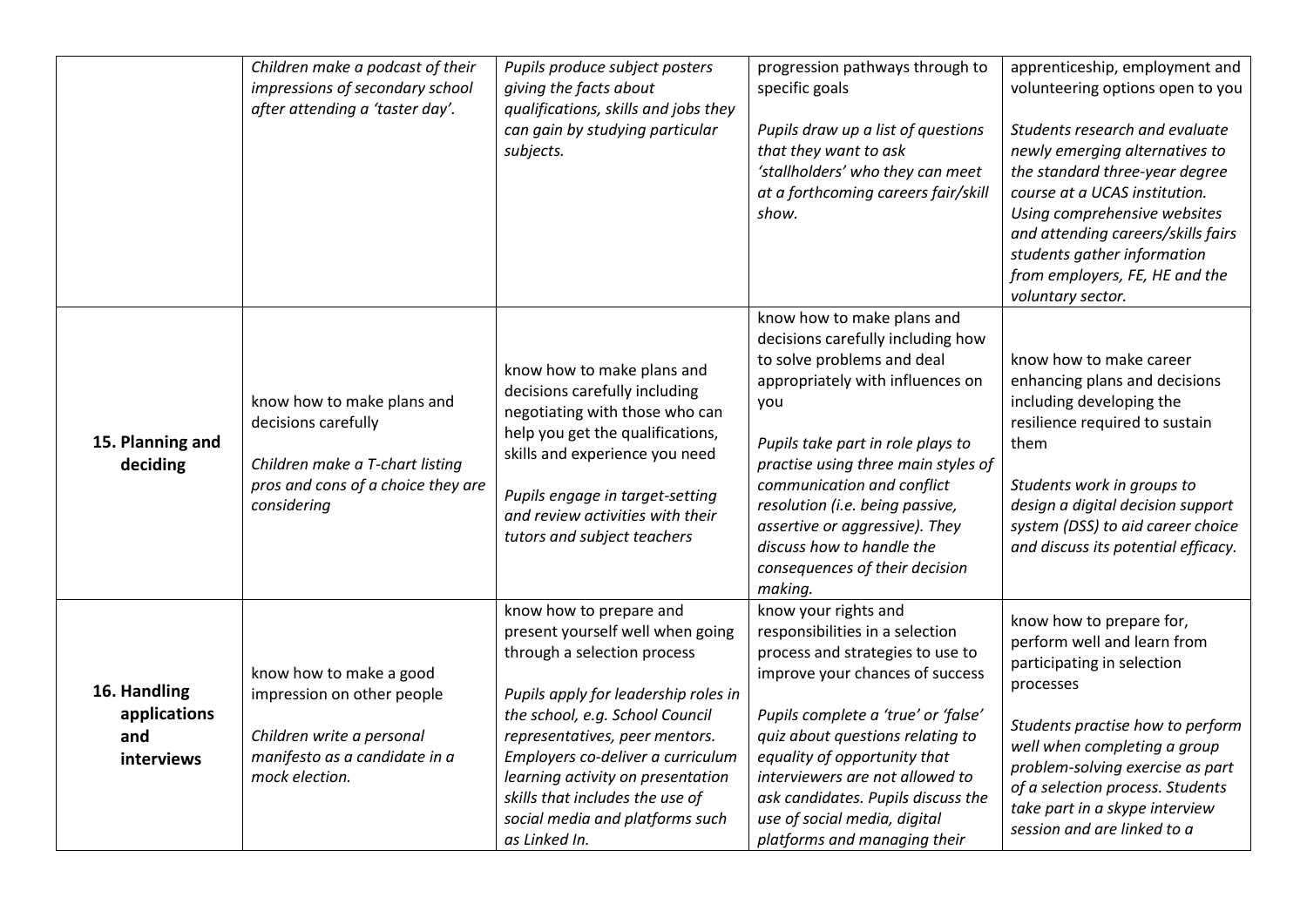| | | | | |
|---|---|---|---|---|
| | *Children make a podcast of their impressions of secondary school after attending a 'taster day'.* | *Pupils produce subject posters giving the facts about qualifications, skills and jobs they can gain by studying particular subjects.* | progression pathways through to specific goals<br><br>*Pupils draw up a list of questions that they want to ask 'stallholders' who they can meet at a forthcoming careers fair/skill show.* | apprenticeship, employment and volunteering options open to you<br><br>*Students research and evaluate newly emerging alternatives to the standard three-year degree course at a UCAS institution. Using comprehensive websites and attending careers/skills fairs students gather information from employers, FE, HE and the voluntary sector.* |
| **15. Planning and deciding** | know how to make plans and decisions carefully<br><br>*Children make a T-chart listing pros and cons of a choice they are considering* | know how to make plans and decisions carefully including negotiating with those who can help you get the qualifications, skills and experience you need<br><br>*Pupils engage in target-setting and review activities with their tutors and subject teachers* | know how to make plans and decisions carefully including how to solve problems and deal appropriately with influences on you<br><br>*Pupils take part in role plays to practise using three main styles of communication and conflict resolution (i.e. being passive, assertive or aggressive). They discuss how to handle the consequences of their decision making.* | know how to make career enhancing plans and decisions including developing the resilience required to sustain them<br><br>*Students work in groups to design a digital decision support system (DSS) to aid career choice and discuss its potential efficacy.* |
| **16. Handling applications and interviews** | know how to make a good impression on other people<br><br>*Children write a personal manifesto as a candidate in a mock election.* | know how to prepare and present yourself well when going through a selection process<br><br>*Pupils apply for leadership roles in the school, e.g. School Council representatives, peer mentors. Employers co-deliver a curriculum learning activity on presentation skills that includes the use of social media and platforms such as Linked In.* | know your rights and responsibilities in a selection process and strategies to use to improve your chances of success<br><br>*Pupils complete a 'true' or 'false' quiz about questions relating to equality of opportunity that interviewers are not allowed to ask candidates. Pupils discuss the use of social media, digital platforms and managing their* | know how to prepare for, perform well and learn from participating in selection processes<br><br>*Students practise how to perform well when completing a group problem-solving exercise as part of a selection process. Students take part in a skype interview session and are linked to a* |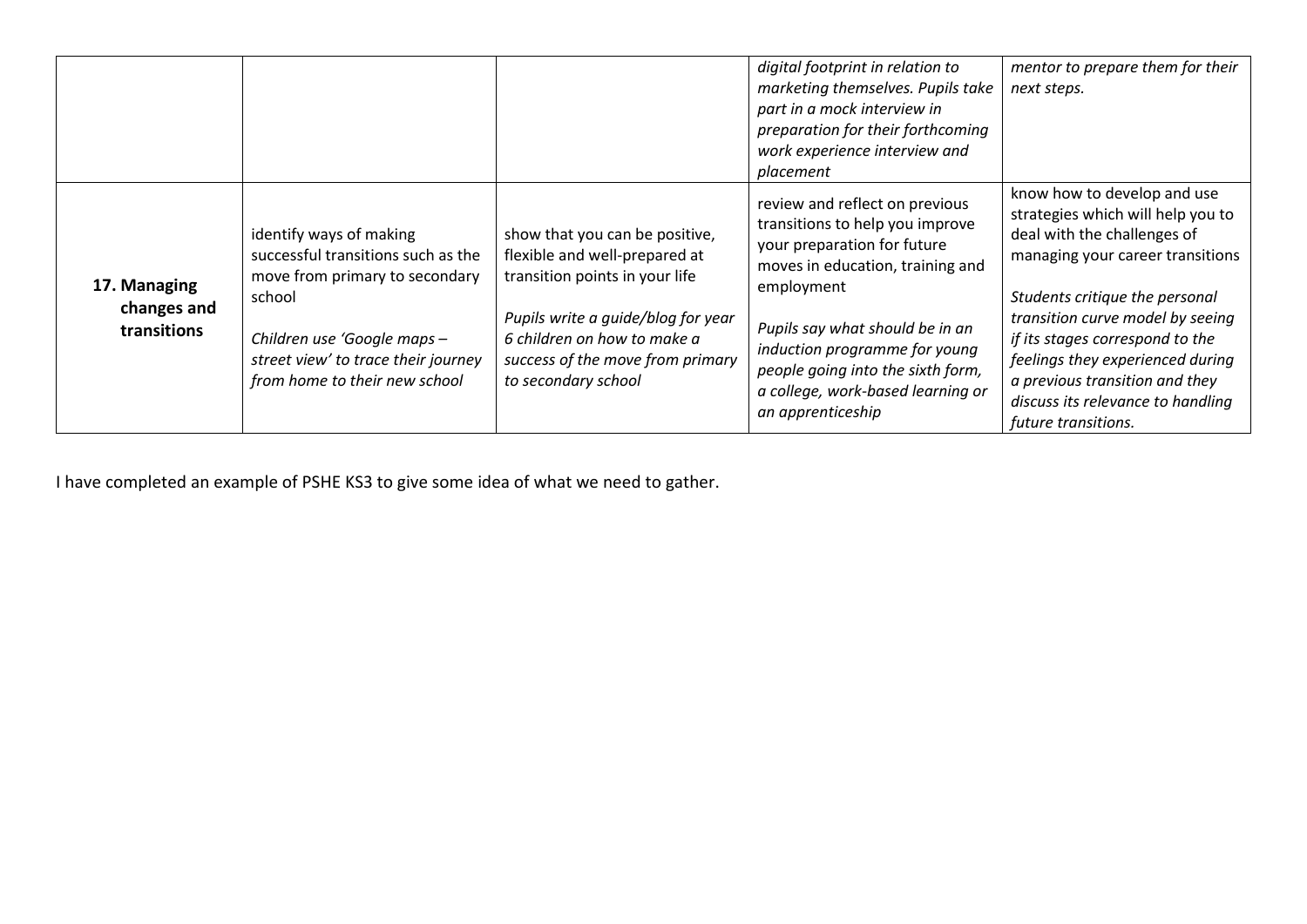| | | | | |
|---|---|---|---|---|
| | | | *digital footprint in relation to marketing themselves. Pupils take part in a mock interview in preparation for their forthcoming work experience interview and placement* | *mentor to prepare them for their next steps.* |
| **17. Managing changes and transitions** | identify ways of making successful transitions such as the move from primary to secondary school<br><br>*Children use 'Google maps – street view' to trace their journey from home to their new school* | show that you can be positive, flexible and well-prepared at transition points in your life<br><br>*Pupils write a guide/blog for year 6 children on how to make a success of the move from primary to secondary school* | review and reflect on previous transitions to help you improve your preparation for future moves in education, training and employment<br><br>*Pupils say what should be in an induction programme for young people going into the sixth form, a college, work-based learning or an apprenticeship* | know how to develop and use strategies which will help you to deal with the challenges of managing your career transitions<br><br>*Students critique the personal transition curve model by seeing if its stages correspond to the feelings they experienced during a previous transition and they discuss its relevance to handling future transitions.* |

I have completed an example of PSHE KS3 to give some idea of what we need to gather.